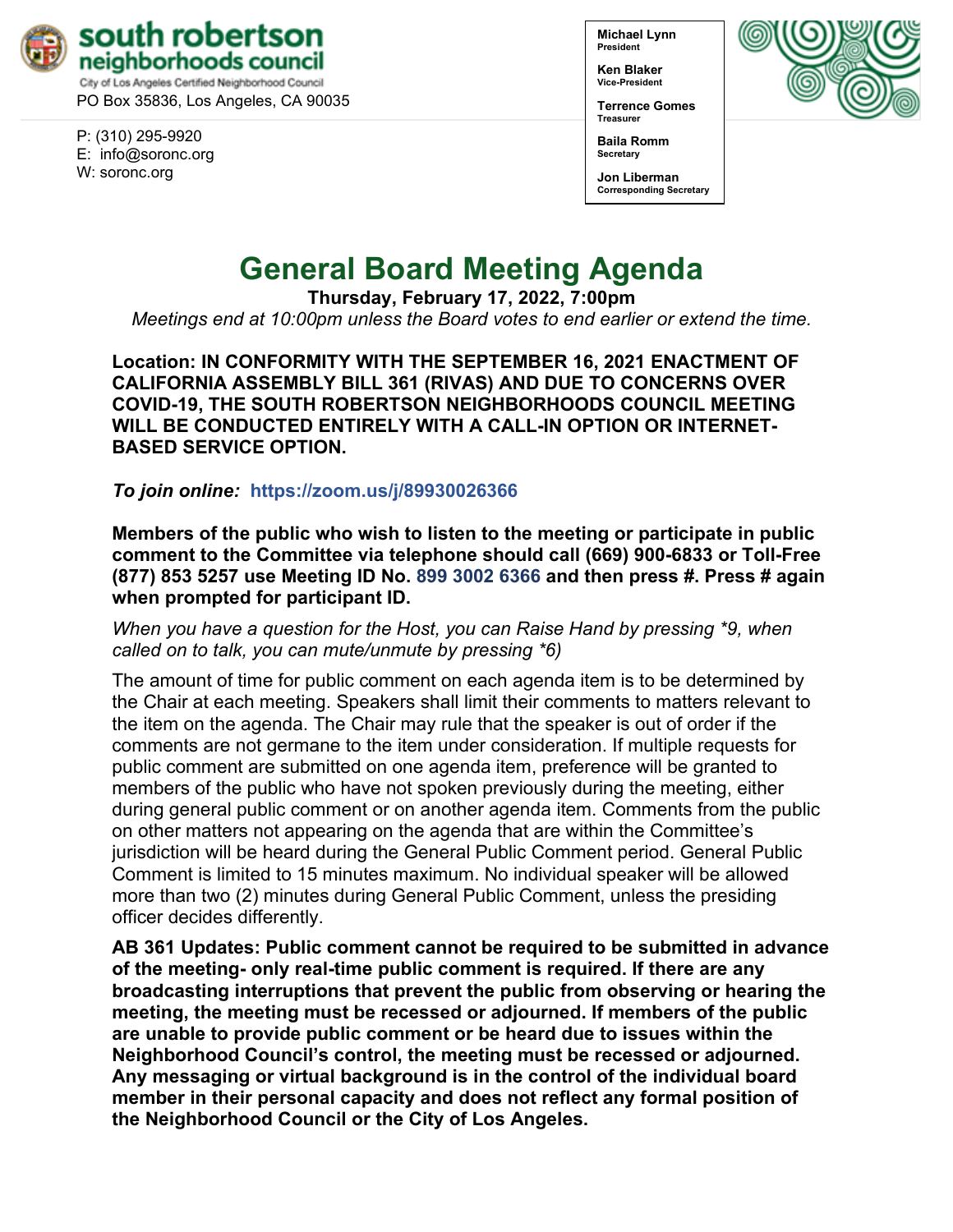**south robertson neighborhoods council**
City of Los Angeles Certified Neighborhood Council
PO Box 35836, Los Angeles, CA 90035

P: (310) 295-9920
E: info@soronc.org
W: soronc.org

**Michael Lynn**
**President**

**Ken Blaker**
**Vice-President**

**Terrence Gomes**
**Treasurer**

**Baila Romm**
**Secretary**

**Jon Liberman**
**Corresponding Secretary**

# General Board Meeting Agenda

**Thursday, February 17, 2022, 7:00pm**

*Meetings end at 10:00pm unless the Board votes to end earlier or extend the time.*

**Location: IN CONFORMITY WITH THE SEPTEMBER 16, 2021 ENACTMENT OF CALIFORNIA ASSEMBLY BILL 361 (RIVAS) AND DUE TO CONCERNS OVER COVID-19, THE SOUTH ROBERTSON NEIGHBORHOODS COUNCIL MEETING WILL BE CONDUCTED ENTIRELY WITH A CALL-IN OPTION OR INTERNET-BASED SERVICE OPTION.**

***To join online:*** **https://zoom.us/j/89930026366**

**Members of the public who wish to listen to the meeting or participate in public comment to the Committee via telephone should call (669) 900-6833 or Toll-Free (877) 853 5257 use Meeting ID No. 899 3002 6366 and then press #. Press # again when prompted for participant ID.**

*When you have a question for the Host, you can Raise Hand by pressing *9, when called on to talk, you can mute/unmute by pressing *6)*

The amount of time for public comment on each agenda item is to be determined by the Chair at each meeting. Speakers shall limit their comments to matters relevant to the item on the agenda. The Chair may rule that the speaker is out of order if the comments are not germane to the item under consideration. If multiple requests for public comment are submitted on one agenda item, preference will be granted to members of the public who have not spoken previously during the meeting, either during general public comment or on another agenda item. Comments from the public on other matters not appearing on the agenda that are within the Committee's jurisdiction will be heard during the General Public Comment period. General Public Comment is limited to 15 minutes maximum. No individual speaker will be allowed more than two (2) minutes during General Public Comment, unless the presiding officer decides differently.

**AB 361 Updates: Public comment cannot be required to be submitted in advance of the meeting- only real-time public comment is required. If there are any broadcasting interruptions that prevent the public from observing or hearing the meeting, the meeting must be recessed or adjourned. If members of the public are unable to provide public comment or be heard due to issues within the Neighborhood Council's control, the meeting must be recessed or adjourned. Any messaging or virtual background is in the control of the individual board member in their personal capacity and does not reflect any formal position of the Neighborhood Council or the City of Los Angeles.**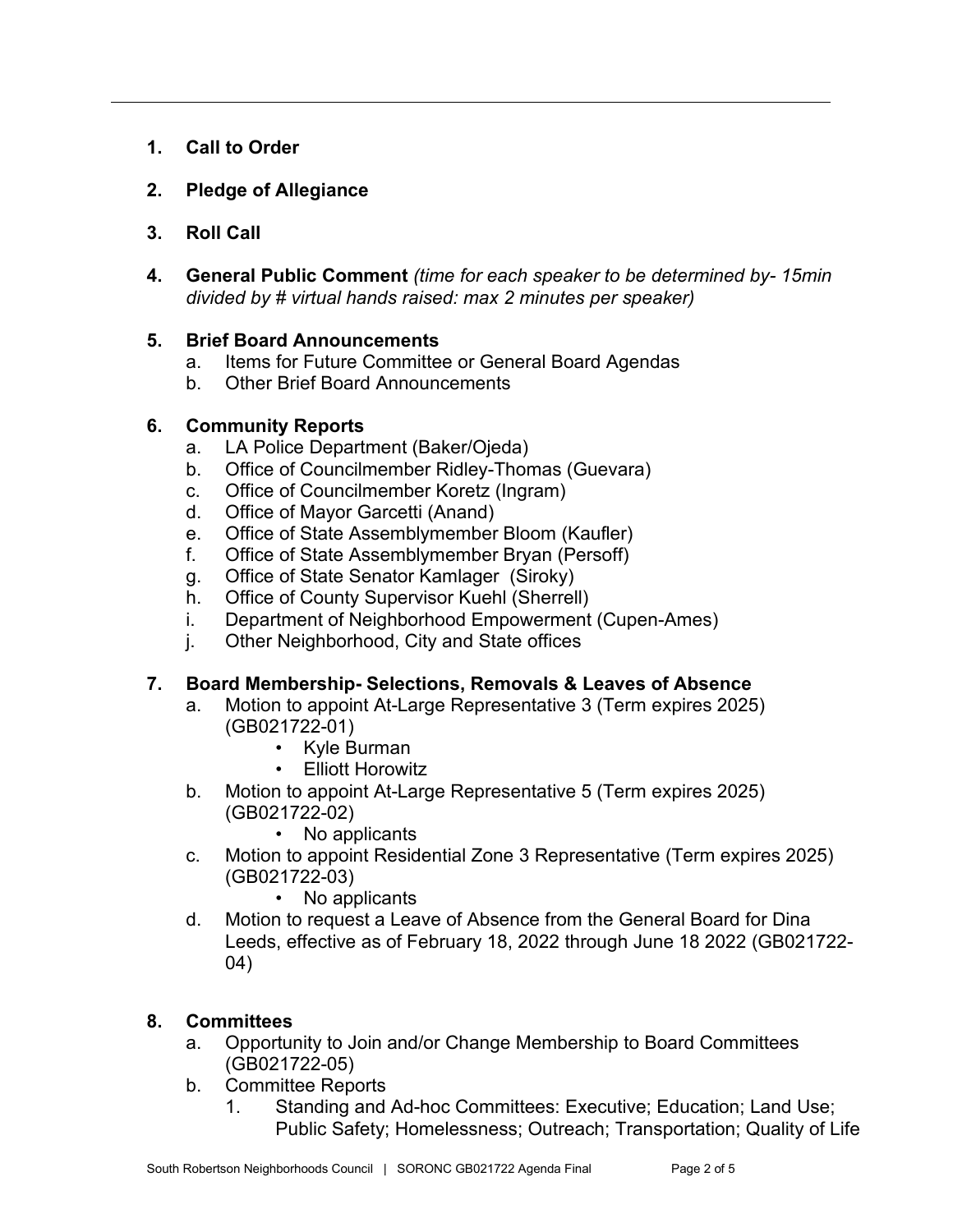1. **Call to Order**

2. **Pledge of Allegiance**

3. **Roll Call**

4. **General Public Comment** *(time for each speaker to be determined by- 15min divided by # virtual hands raised: max 2 minutes per speaker)*

5. **Brief Board Announcements**
   a. Items for Future Committee or General Board Agendas
   b. Other Brief Board Announcements

6. **Community Reports**
   a. LA Police Department (Baker/Ojeda)
   b. Office of Councilmember Ridley-Thomas (Guevara)
   c. Office of Councilmember Koretz (Ingram)
   d. Office of Mayor Garcetti (Anand)
   e. Office of State Assemblymember Bloom (Kaufler)
   f. Office of State Assemblymember Bryan (Persoff)
   g. Office of State Senator Kamlager (Siroky)
   h. Office of County Supervisor Kuehl (Sherrell)
   i. Department of Neighborhood Empowerment (Cupen-Ames)
   j. Other Neighborhood, City and State offices

7. **Board Membership- Selections, Removals & Leaves of Absence**
   a. Motion to appoint At-Large Representative 3 (Term expires 2025) (GB021722-01)
      - Kyle Burman
      - Elliott Horowitz
   b. Motion to appoint At-Large Representative 5 (Term expires 2025) (GB021722-02)
      - No applicants
   c. Motion to appoint Residential Zone 3 Representative (Term expires 2025) (GB021722-03)
      - No applicants
   d. Motion to request a Leave of Absence from the General Board for Dina Leeds, effective as of February 18, 2022 through June 18 2022 (GB021722-04)

8. **Committees**
   a. Opportunity to Join and/or Change Membership to Board Committees (GB021722-05)
   b. Committee Reports
      1. Standing and Ad-hoc Committees: Executive; Education; Land Use; Public Safety; Homelessness; Outreach; Transportation; Quality of Life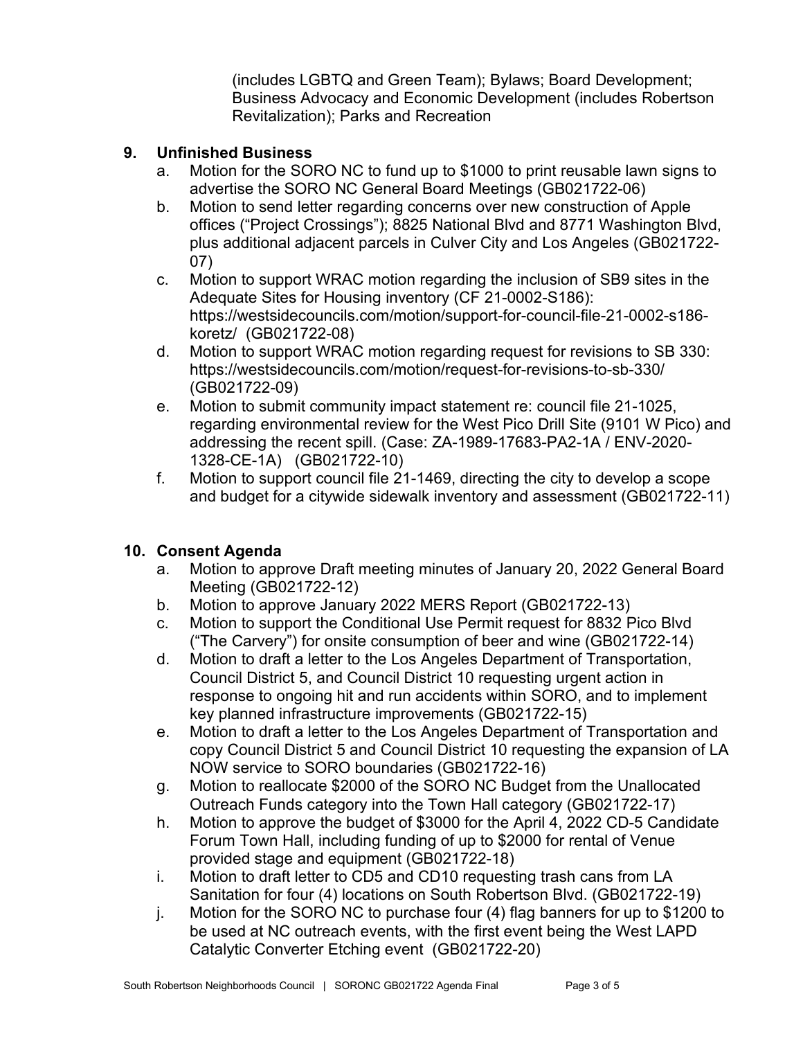(includes LGBTQ and Green Team); Bylaws; Board Development; Business Advocacy and Economic Development (includes Robertson Revitalization); Parks and Recreation

## 9. Unfinished Business

a. Motion for the SORO NC to fund up to $1000 to print reusable lawn signs to advertise the SORO NC General Board Meetings (GB021722-06)

b. Motion to send letter regarding concerns over new construction of Apple offices ("Project Crossings"); 8825 National Blvd and 8771 Washington Blvd, plus additional adjacent parcels in Culver City and Los Angeles (GB021722-07)

c. Motion to support WRAC motion regarding the inclusion of SB9 sites in the Adequate Sites for Housing inventory (CF 21-0002-S186): https://westsidecouncils.com/motion/support-for-council-file-21-0002-s186-koretz/ (GB021722-08)

d. Motion to support WRAC motion regarding request for revisions to SB 330: https://westsidecouncils.com/motion/request-for-revisions-to-sb-330/ (GB021722-09)

e. Motion to submit community impact statement re: council file 21-1025, regarding environmental review for the West Pico Drill Site (9101 W Pico) and addressing the recent spill. (Case: ZA-1989-17683-PA2-1A / ENV-2020-1328-CE-1A) (GB021722-10)

f. Motion to support council file 21-1469, directing the city to develop a scope and budget for a citywide sidewalk inventory and assessment (GB021722-11)

## 10. Consent Agenda

a. Motion to approve Draft meeting minutes of January 20, 2022 General Board Meeting (GB021722-12)

b. Motion to approve January 2022 MERS Report (GB021722-13)

c. Motion to support the Conditional Use Permit request for 8832 Pico Blvd ("The Carvery") for onsite consumption of beer and wine (GB021722-14)

d. Motion to draft a letter to the Los Angeles Department of Transportation, Council District 5, and Council District 10 requesting urgent action in response to ongoing hit and run accidents within SORO, and to implement key planned infrastructure improvements (GB021722-15)

e. Motion to draft a letter to the Los Angeles Department of Transportation and copy Council District 5 and Council District 10 requesting the expansion of LA NOW service to SORO boundaries (GB021722-16)

g. Motion to reallocate $2000 of the SORO NC Budget from the Unallocated Outreach Funds category into the Town Hall category (GB021722-17)

h. Motion to approve the budget of $3000 for the April 4, 2022 CD-5 Candidate Forum Town Hall, including funding of up to $2000 for rental of Venue provided stage and equipment (GB021722-18)

i. Motion to draft letter to CD5 and CD10 requesting trash cans from LA Sanitation for four (4) locations on South Robertson Blvd. (GB021722-19)

j. Motion for the SORO NC to purchase four (4) flag banners for up to $1200 to be used at NC outreach events, with the first event being the West LAPD Catalytic Converter Etching event (GB021722-20)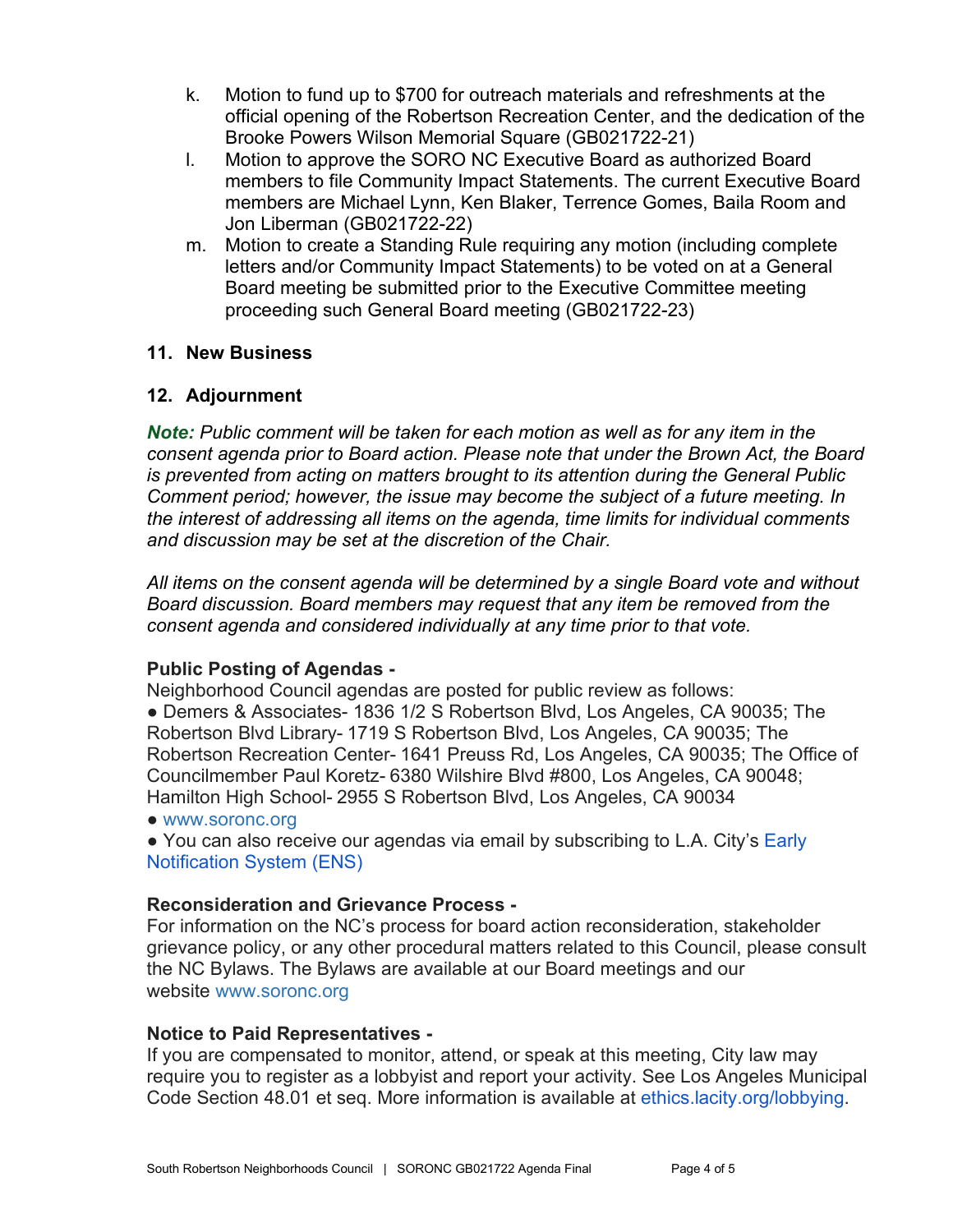k. Motion to fund up to $700 for outreach materials and refreshments at the official opening of the Robertson Recreation Center, and the dedication of the Brooke Powers Wilson Memorial Square (GB021722-21)

l. Motion to approve the SORO NC Executive Board as authorized Board members to file Community Impact Statements. The current Executive Board members are Michael Lynn, Ken Blaker, Terrence Gomes, Baila Room and Jon Liberman (GB021722-22)

m. Motion to create a Standing Rule requiring any motion (including complete letters and/or Community Impact Statements) to be voted on at a General Board meeting be submitted prior to the Executive Committee meeting proceeding such General Board meeting (GB021722-23)

**11. New Business**

**12. Adjournment**

***Note:*** *Public comment will be taken for each motion as well as for any item in the consent agenda prior to Board action. Please note that under the Brown Act, the Board is prevented from acting on matters brought to its attention during the General Public Comment period; however, the issue may become the subject of a future meeting. In the interest of addressing all items on the agenda, time limits for individual comments and discussion may be set at the discretion of the Chair.*

*All items on the consent agenda will be determined by a single Board vote and without Board discussion. Board members may request that any item be removed from the consent agenda and considered individually at any time prior to that vote.*

**Public Posting of Agendas -**
Neighborhood Council agendas are posted for public review as follows:

- Demers & Associates- 1836 1/2 S Robertson Blvd, Los Angeles, CA 90035; The Robertson Blvd Library- 1719 S Robertson Blvd, Los Angeles, CA 90035; The Robertson Recreation Center- 1641 Preuss Rd, Los Angeles, CA 90035; The Office of Councilmember Paul Koretz- 6380 Wilshire Blvd #800, Los Angeles, CA 90048; Hamilton High School- 2955 S Robertson Blvd, Los Angeles, CA 90034
- www.soronc.org
- You can also receive our agendas via email by subscribing to L.A. City's Early Notification System (ENS)

**Reconsideration and Grievance Process -**
For information on the NC's process for board action reconsideration, stakeholder grievance policy, or any other procedural matters related to this Council, please consult the NC Bylaws. The Bylaws are available at our Board meetings and our website www.soronc.org

**Notice to Paid Representatives -**
If you are compensated to monitor, attend, or speak at this meeting, City law may require you to register as a lobbyist and report your activity. See Los Angeles Municipal Code Section 48.01 et seq. More information is available at ethics.lacity.org/lobbying.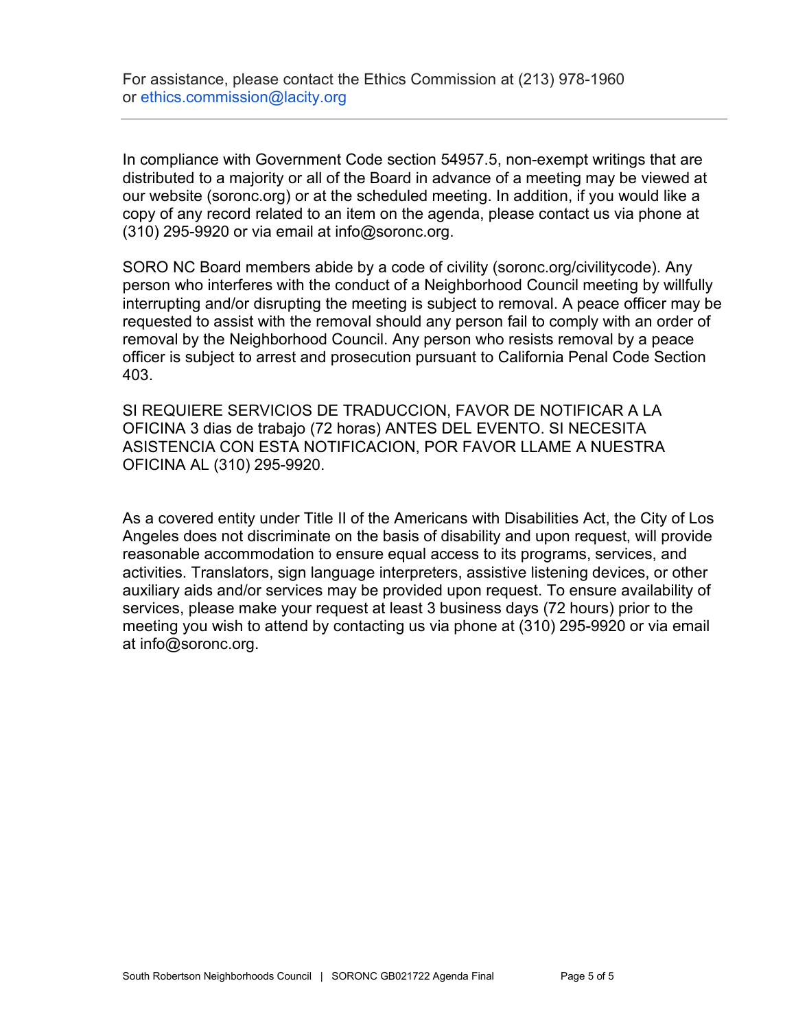For assistance, please contact the Ethics Commission at (213) 978-1960 or ethics.commission@lacity.org

---

In compliance with Government Code section 54957.5, non-exempt writings that are distributed to a majority or all of the Board in advance of a meeting may be viewed at our website (soronc.org) or at the scheduled meeting. In addition, if you would like a copy of any record related to an item on the agenda, please contact us via phone at (310) 295-9920 or via email at info@soronc.org.

SORO NC Board members abide by a code of civility (soronc.org/civilitycode). Any person who interferes with the conduct of a Neighborhood Council meeting by willfully interrupting and/or disrupting the meeting is subject to removal. A peace officer may be requested to assist with the removal should any person fail to comply with an order of removal by the Neighborhood Council. Any person who resists removal by a peace officer is subject to arrest and prosecution pursuant to California Penal Code Section 403.

SI REQUIERE SERVICIOS DE TRADUCCION, FAVOR DE NOTIFICAR A LA OFICINA 3 dias de trabajo (72 horas) ANTES DEL EVENTO. SI NECESITA ASISTENCIA CON ESTA NOTIFICACION, POR FAVOR LLAME A NUESTRA OFICINA AL (310) 295-9920.

As a covered entity under Title II of the Americans with Disabilities Act, the City of Los Angeles does not discriminate on the basis of disability and upon request, will provide reasonable accommodation to ensure equal access to its programs, services, and activities. Translators, sign language interpreters, assistive listening devices, or other auxiliary aids and/or services may be provided upon request. To ensure availability of services, please make your request at least 3 business days (72 hours) prior to the meeting you wish to attend by contacting us via phone at (310) 295-9920 or via email at info@soronc.org.